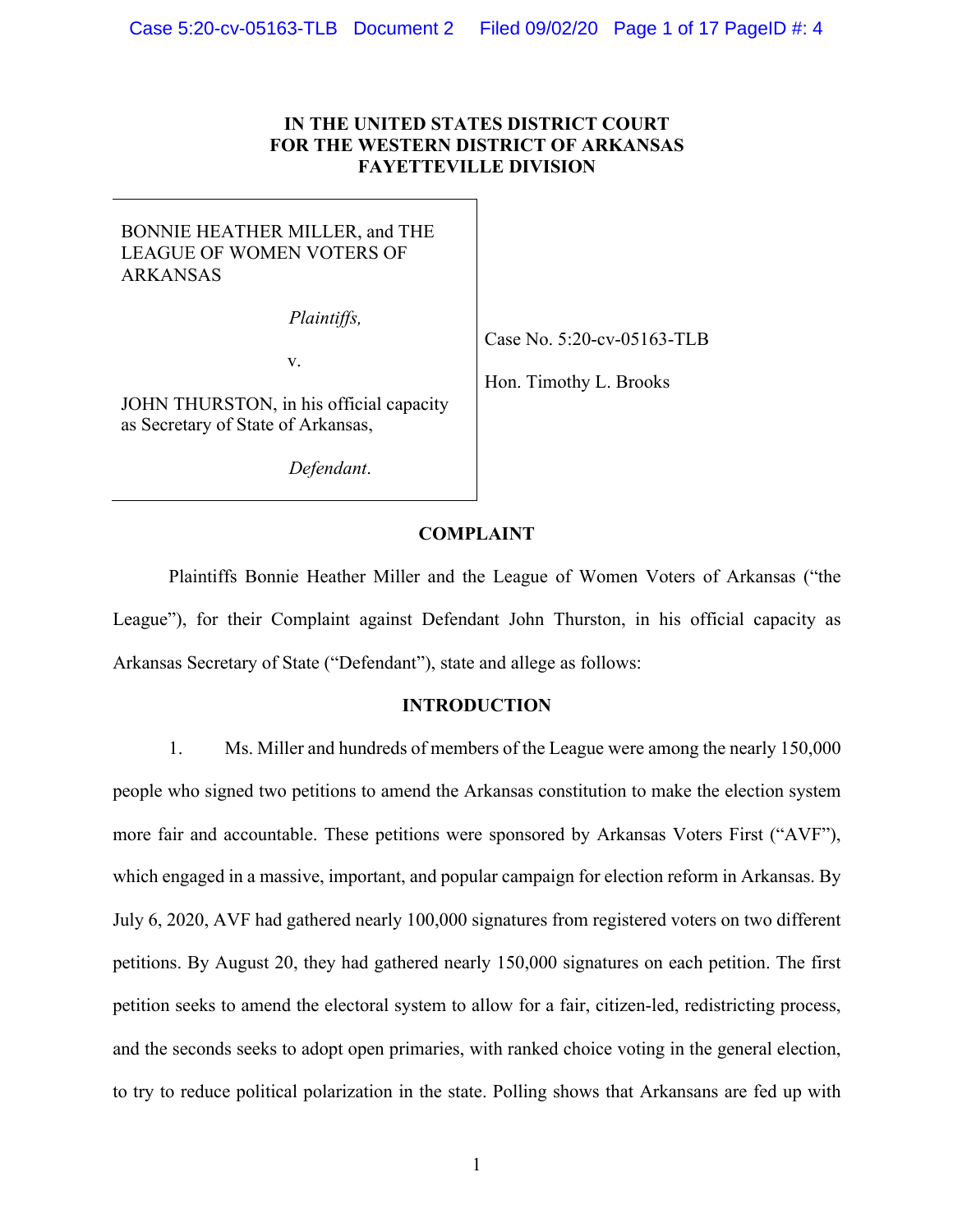**IN THE UNITED STATES DISTRICT COURT
FOR THE WESTERN DISTRICT OF ARKANSAS
FAYETTEVILLE DIVISION**

BONNIE HEATHER MILLER, and THE LEAGUE OF WOMEN VOTERS OF ARKANSAS

*Plaintiffs,*

v.

JOHN THURSTON, in his official capacity as Secretary of State of Arkansas,

*Defendant*.

Case No. 5:20-cv-05163-TLB

Hon. Timothy L. Brooks

## COMPLAINT

Plaintiffs Bonnie Heather Miller and the League of Women Voters of Arkansas ("the League"), for their Complaint against Defendant John Thurston, in his official capacity as Arkansas Secretary of State ("Defendant"), state and allege as follows:

## INTRODUCTION

1. Ms. Miller and hundreds of members of the League were among the nearly 150,000 people who signed two petitions to amend the Arkansas constitution to make the election system more fair and accountable. These petitions were sponsored by Arkansas Voters First ("AVF"), which engaged in a massive, important, and popular campaign for election reform in Arkansas. By July 6, 2020, AVF had gathered nearly 100,000 signatures from registered voters on two different petitions. By August 20, they had gathered nearly 150,000 signatures on each petition. The first petition seeks to amend the electoral system to allow for a fair, citizen-led, redistricting process, and the seconds seeks to adopt open primaries, with ranked choice voting in the general election, to try to reduce political polarization in the state. Polling shows that Arkansans are fed up with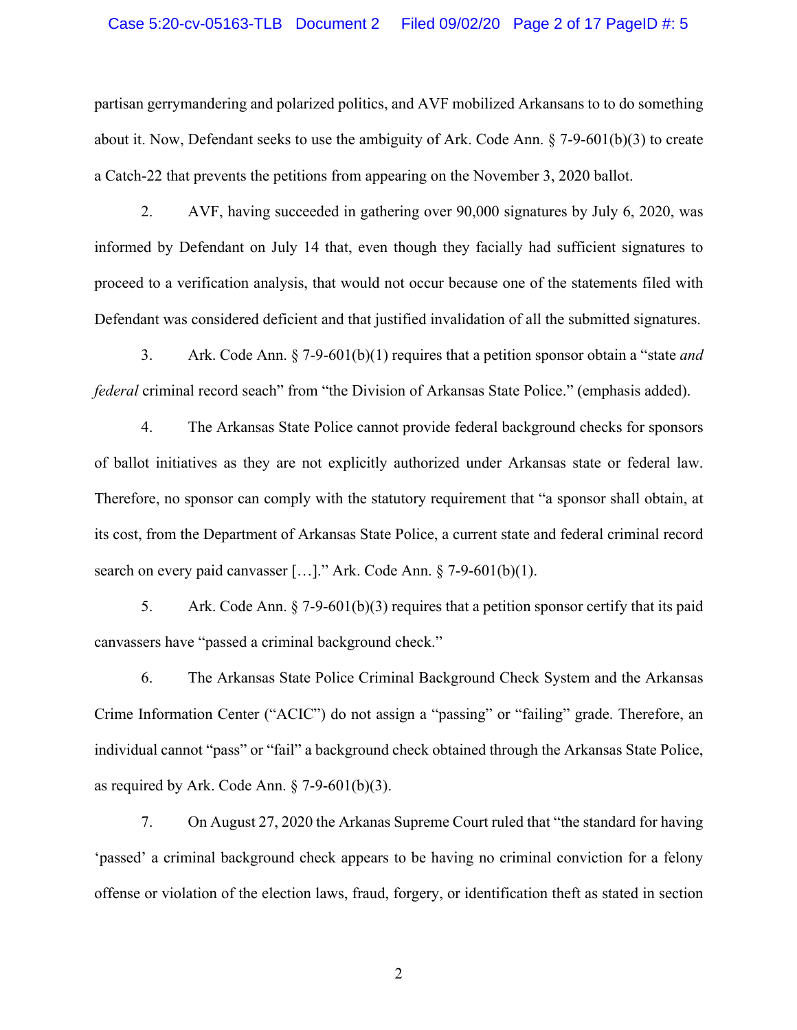partisan gerrymandering and polarized politics, and AVF mobilized Arkansans to to do something about it. Now, Defendant seeks to use the ambiguity of Ark. Code Ann. § 7-9-601(b)(3) to create a Catch-22 that prevents the petitions from appearing on the November 3, 2020 ballot.

2. AVF, having succeeded in gathering over 90,000 signatures by July 6, 2020, was informed by Defendant on July 14 that, even though they facially had sufficient signatures to proceed to a verification analysis, that would not occur because one of the statements filed with Defendant was considered deficient and that justified invalidation of all the submitted signatures.

3. Ark. Code Ann. § 7-9-601(b)(1) requires that a petition sponsor obtain a "state *and federal* criminal record seach" from "the Division of Arkansas State Police." (emphasis added).

4. The Arkansas State Police cannot provide federal background checks for sponsors of ballot initiatives as they are not explicitly authorized under Arkansas state or federal law. Therefore, no sponsor can comply with the statutory requirement that "a sponsor shall obtain, at its cost, from the Department of Arkansas State Police, a current state and federal criminal record search on every paid canvasser […]." Ark. Code Ann. § 7-9-601(b)(1).

5. Ark. Code Ann. § 7-9-601(b)(3) requires that a petition sponsor certify that its paid canvassers have "passed a criminal background check."

6. The Arkansas State Police Criminal Background Check System and the Arkansas Crime Information Center ("ACIC") do not assign a "passing" or "failing" grade. Therefore, an individual cannot "pass" or "fail" a background check obtained through the Arkansas State Police, as required by Ark. Code Ann. § 7-9-601(b)(3).

7. On August 27, 2020 the Arkanas Supreme Court ruled that "the standard for having 'passed' a criminal background check appears to be having no criminal conviction for a felony offense or violation of the election laws, fraud, forgery, or identification theft as stated in section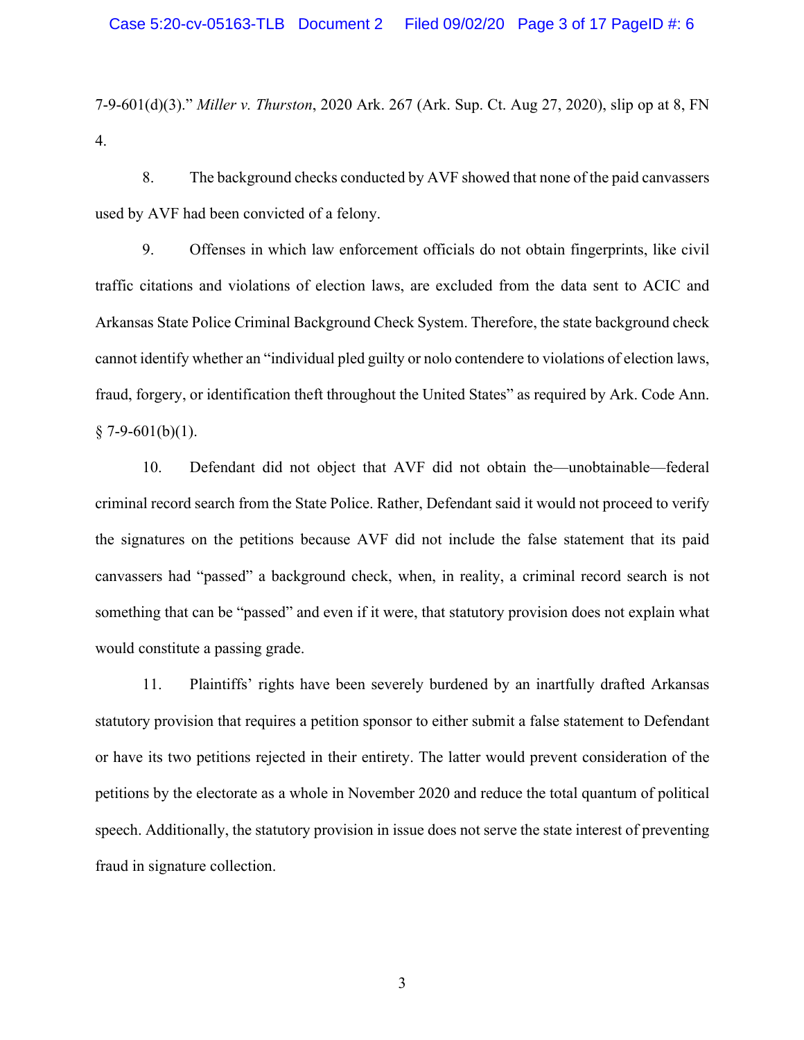7-9-601(d)(3)." *Miller v. Thurston*, 2020 Ark. 267 (Ark. Sup. Ct. Aug 27, 2020), slip op at 8, FN 4.

8. The background checks conducted by AVF showed that none of the paid canvassers used by AVF had been convicted of a felony.

9. Offenses in which law enforcement officials do not obtain fingerprints, like civil traffic citations and violations of election laws, are excluded from the data sent to ACIC and Arkansas State Police Criminal Background Check System. Therefore, the state background check cannot identify whether an "individual pled guilty or nolo contendere to violations of election laws, fraud, forgery, or identification theft throughout the United States" as required by Ark. Code Ann. § 7-9-601(b)(1).

10. Defendant did not object that AVF did not obtain the—unobtainable—federal criminal record search from the State Police. Rather, Defendant said it would not proceed to verify the signatures on the petitions because AVF did not include the false statement that its paid canvassers had "passed" a background check, when, in reality, a criminal record search is not something that can be "passed" and even if it were, that statutory provision does not explain what would constitute a passing grade.

11. Plaintiffs' rights have been severely burdened by an inartfully drafted Arkansas statutory provision that requires a petition sponsor to either submit a false statement to Defendant or have its two petitions rejected in their entirety. The latter would prevent consideration of the petitions by the electorate as a whole in November 2020 and reduce the total quantum of political speech. Additionally, the statutory provision in issue does not serve the state interest of preventing fraud in signature collection.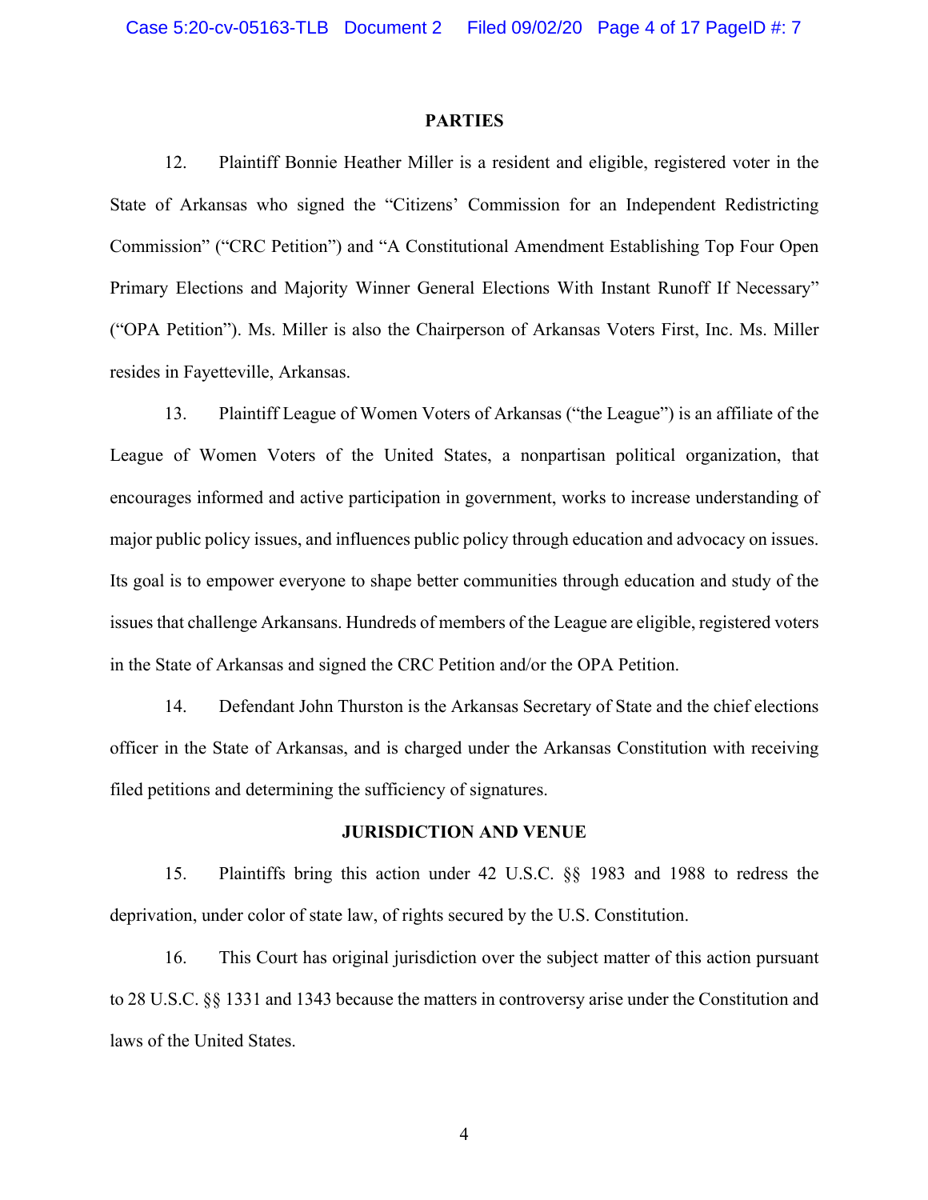## PARTIES

12. Plaintiff Bonnie Heather Miller is a resident and eligible, registered voter in the State of Arkansas who signed the "Citizens' Commission for an Independent Redistricting Commission" ("CRC Petition") and "A Constitutional Amendment Establishing Top Four Open Primary Elections and Majority Winner General Elections With Instant Runoff If Necessary" ("OPA Petition"). Ms. Miller is also the Chairperson of Arkansas Voters First, Inc. Ms. Miller resides in Fayetteville, Arkansas.

13. Plaintiff League of Women Voters of Arkansas ("the League") is an affiliate of the League of Women Voters of the United States, a nonpartisan political organization, that encourages informed and active participation in government, works to increase understanding of major public policy issues, and influences public policy through education and advocacy on issues. Its goal is to empower everyone to shape better communities through education and study of the issues that challenge Arkansans. Hundreds of members of the League are eligible, registered voters in the State of Arkansas and signed the CRC Petition and/or the OPA Petition.

14. Defendant John Thurston is the Arkansas Secretary of State and the chief elections officer in the State of Arkansas, and is charged under the Arkansas Constitution with receiving filed petitions and determining the sufficiency of signatures.

## JURISDICTION AND VENUE

15. Plaintiffs bring this action under 42 U.S.C. §§ 1983 and 1988 to redress the deprivation, under color of state law, of rights secured by the U.S. Constitution.

16. This Court has original jurisdiction over the subject matter of this action pursuant to 28 U.S.C. §§ 1331 and 1343 because the matters in controversy arise under the Constitution and laws of the United States.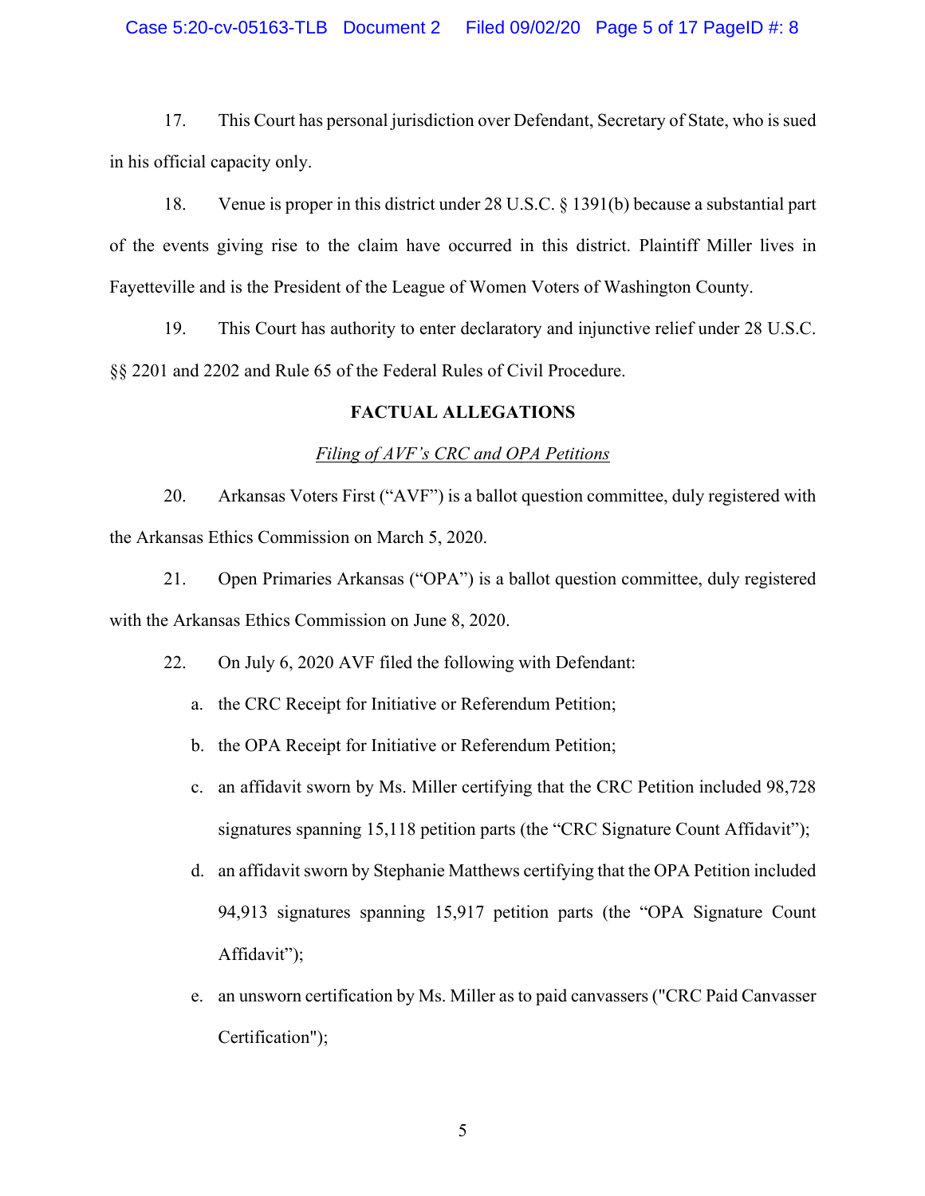17. This Court has personal jurisdiction over Defendant, Secretary of State, who is sued in his official capacity only.

18. Venue is proper in this district under 28 U.S.C. § 1391(b) because a substantial part of the events giving rise to the claim have occurred in this district. Plaintiff Miller lives in Fayetteville and is the President of the League of Women Voters of Washington County.

19. This Court has authority to enter declaratory and injunctive relief under 28 U.S.C. §§ 2201 and 2202 and Rule 65 of the Federal Rules of Civil Procedure.

## FACTUAL ALLEGATIONS

*Filing of AVF's CRC and OPA Petitions*

20. Arkansas Voters First ("AVF") is a ballot question committee, duly registered with the Arkansas Ethics Commission on March 5, 2020.

21. Open Primaries Arkansas ("OPA") is a ballot question committee, duly registered with the Arkansas Ethics Commission on June 8, 2020.

22. On July 6, 2020 AVF filed the following with Defendant:

   a. the CRC Receipt for Initiative or Referendum Petition;

   b. the OPA Receipt for Initiative or Referendum Petition;

   c. an affidavit sworn by Ms. Miller certifying that the CRC Petition included 98,728 signatures spanning 15,118 petition parts (the "CRC Signature Count Affidavit");

   d. an affidavit sworn by Stephanie Matthews certifying that the OPA Petition included 94,913 signatures spanning 15,917 petition parts (the "OPA Signature Count Affidavit");

   e. an unsworn certification by Ms. Miller as to paid canvassers ("CRC Paid Canvasser Certification");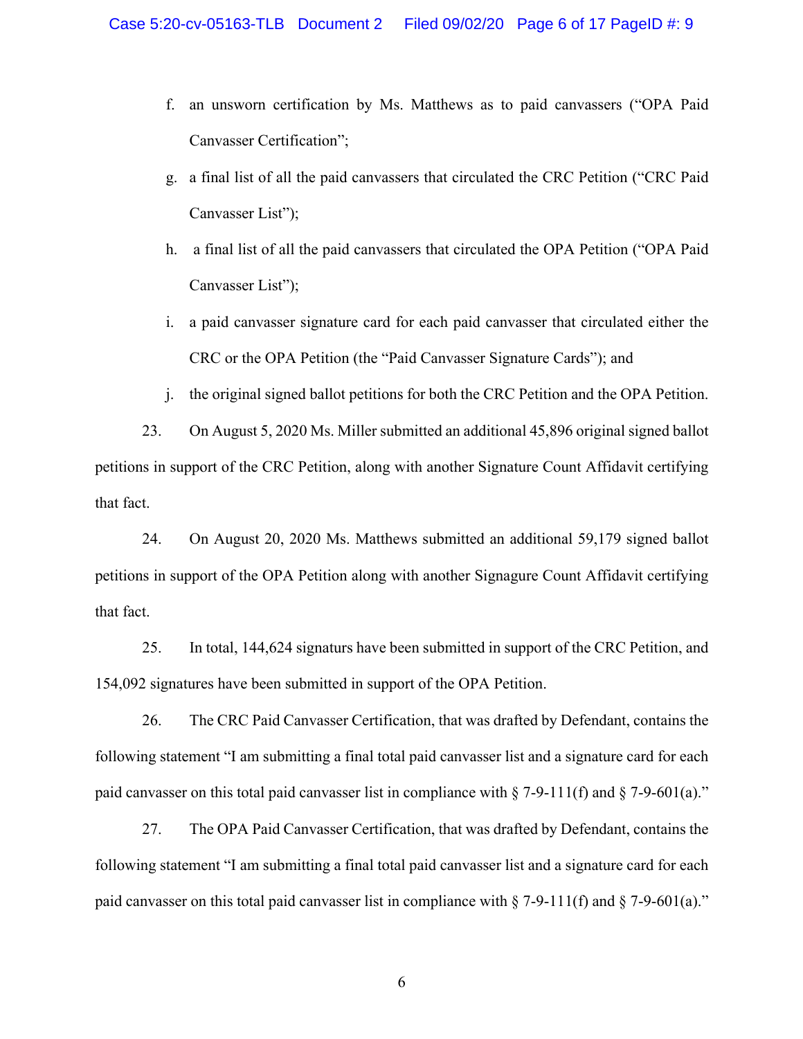f. an unsworn certification by Ms. Matthews as to paid canvassers ("OPA Paid Canvasser Certification";

g. a final list of all the paid canvassers that circulated the CRC Petition ("CRC Paid Canvasser List");

h. a final list of all the paid canvassers that circulated the OPA Petition ("OPA Paid Canvasser List");

i. a paid canvasser signature card for each paid canvasser that circulated either the CRC or the OPA Petition (the "Paid Canvasser Signature Cards"); and

j. the original signed ballot petitions for both the CRC Petition and the OPA Petition.

23. On August 5, 2020 Ms. Miller submitted an additional 45,896 original signed ballot petitions in support of the CRC Petition, along with another Signature Count Affidavit certifying that fact.

24. On August 20, 2020 Ms. Matthews submitted an additional 59,179 signed ballot petitions in support of the OPA Petition along with another Signagure Count Affidavit certifying that fact.

25. In total, 144,624 signaturs have been submitted in support of the CRC Petition, and 154,092 signatures have been submitted in support of the OPA Petition.

26. The CRC Paid Canvasser Certification, that was drafted by Defendant, contains the following statement "I am submitting a final total paid canvasser list and a signature card for each paid canvasser on this total paid canvasser list in compliance with § 7-9-111(f) and § 7-9-601(a)."

27. The OPA Paid Canvasser Certification, that was drafted by Defendant, contains the following statement "I am submitting a final total paid canvasser list and a signature card for each paid canvasser on this total paid canvasser list in compliance with § 7-9-111(f) and § 7-9-601(a)."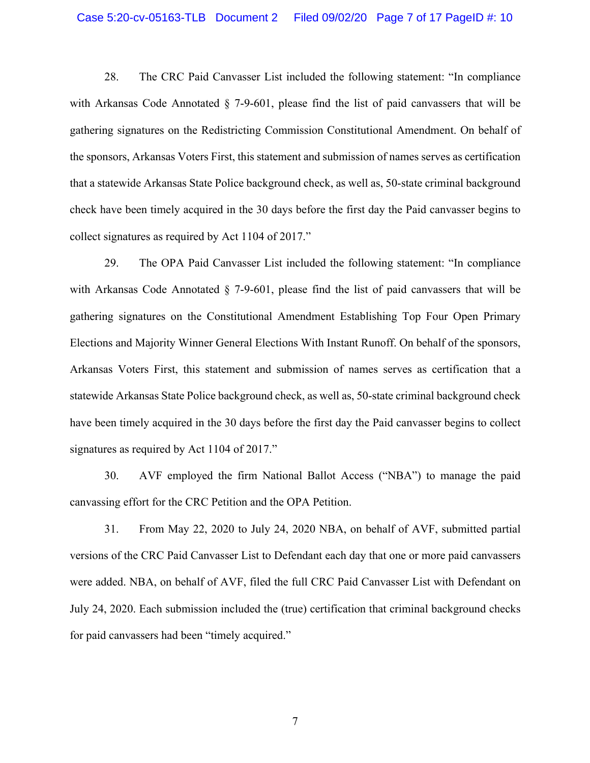28. The CRC Paid Canvasser List included the following statement: "In compliance with Arkansas Code Annotated § 7-9-601, please find the list of paid canvassers that will be gathering signatures on the Redistricting Commission Constitutional Amendment. On behalf of the sponsors, Arkansas Voters First, this statement and submission of names serves as certification that a statewide Arkansas State Police background check, as well as, 50-state criminal background check have been timely acquired in the 30 days before the first day the Paid canvasser begins to collect signatures as required by Act 1104 of 2017."

29. The OPA Paid Canvasser List included the following statement: "In compliance with Arkansas Code Annotated § 7-9-601, please find the list of paid canvassers that will be gathering signatures on the Constitutional Amendment Establishing Top Four Open Primary Elections and Majority Winner General Elections With Instant Runoff. On behalf of the sponsors, Arkansas Voters First, this statement and submission of names serves as certification that a statewide Arkansas State Police background check, as well as, 50-state criminal background check have been timely acquired in the 30 days before the first day the Paid canvasser begins to collect signatures as required by Act 1104 of 2017."

30. AVF employed the firm National Ballot Access ("NBA") to manage the paid canvassing effort for the CRC Petition and the OPA Petition.

31. From May 22, 2020 to July 24, 2020 NBA, on behalf of AVF, submitted partial versions of the CRC Paid Canvasser List to Defendant each day that one or more paid canvassers were added. NBA, on behalf of AVF, filed the full CRC Paid Canvasser List with Defendant on July 24, 2020. Each submission included the (true) certification that criminal background checks for paid canvassers had been "timely acquired."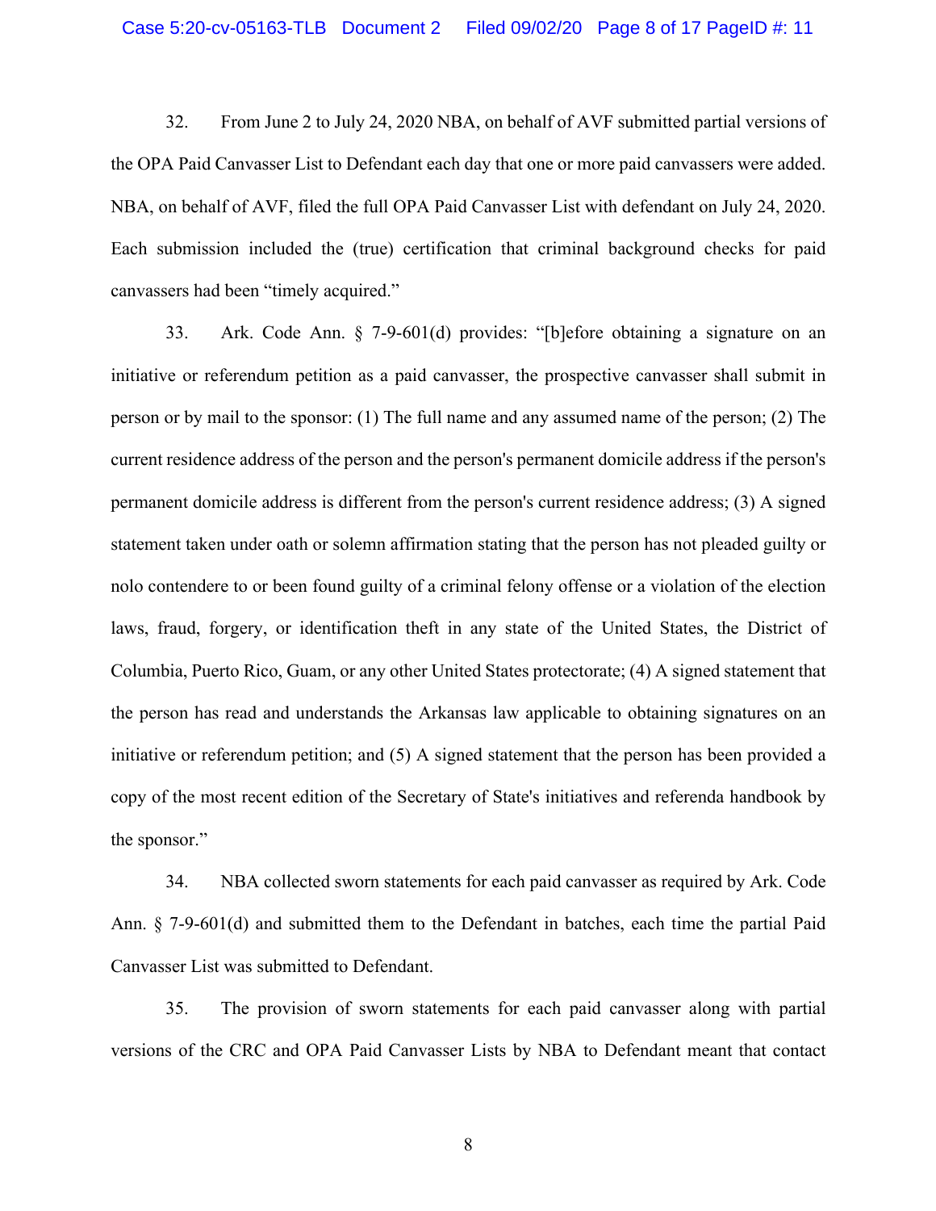32. From June 2 to July 24, 2020 NBA, on behalf of AVF submitted partial versions of the OPA Paid Canvasser List to Defendant each day that one or more paid canvassers were added. NBA, on behalf of AVF, filed the full OPA Paid Canvasser List with defendant on July 24, 2020. Each submission included the (true) certification that criminal background checks for paid canvassers had been "timely acquired."

33. Ark. Code Ann. § 7-9-601(d) provides: "[b]efore obtaining a signature on an initiative or referendum petition as a paid canvasser, the prospective canvasser shall submit in person or by mail to the sponsor: (1) The full name and any assumed name of the person; (2) The current residence address of the person and the person's permanent domicile address if the person's permanent domicile address is different from the person's current residence address; (3) A signed statement taken under oath or solemn affirmation stating that the person has not pleaded guilty or nolo contendere to or been found guilty of a criminal felony offense or a violation of the election laws, fraud, forgery, or identification theft in any state of the United States, the District of Columbia, Puerto Rico, Guam, or any other United States protectorate; (4) A signed statement that the person has read and understands the Arkansas law applicable to obtaining signatures on an initiative or referendum petition; and (5) A signed statement that the person has been provided a copy of the most recent edition of the Secretary of State's initiatives and referenda handbook by the sponsor."

34. NBA collected sworn statements for each paid canvasser as required by Ark. Code Ann. § 7-9-601(d) and submitted them to the Defendant in batches, each time the partial Paid Canvasser List was submitted to Defendant.

35. The provision of sworn statements for each paid canvasser along with partial versions of the CRC and OPA Paid Canvasser Lists by NBA to Defendant meant that contact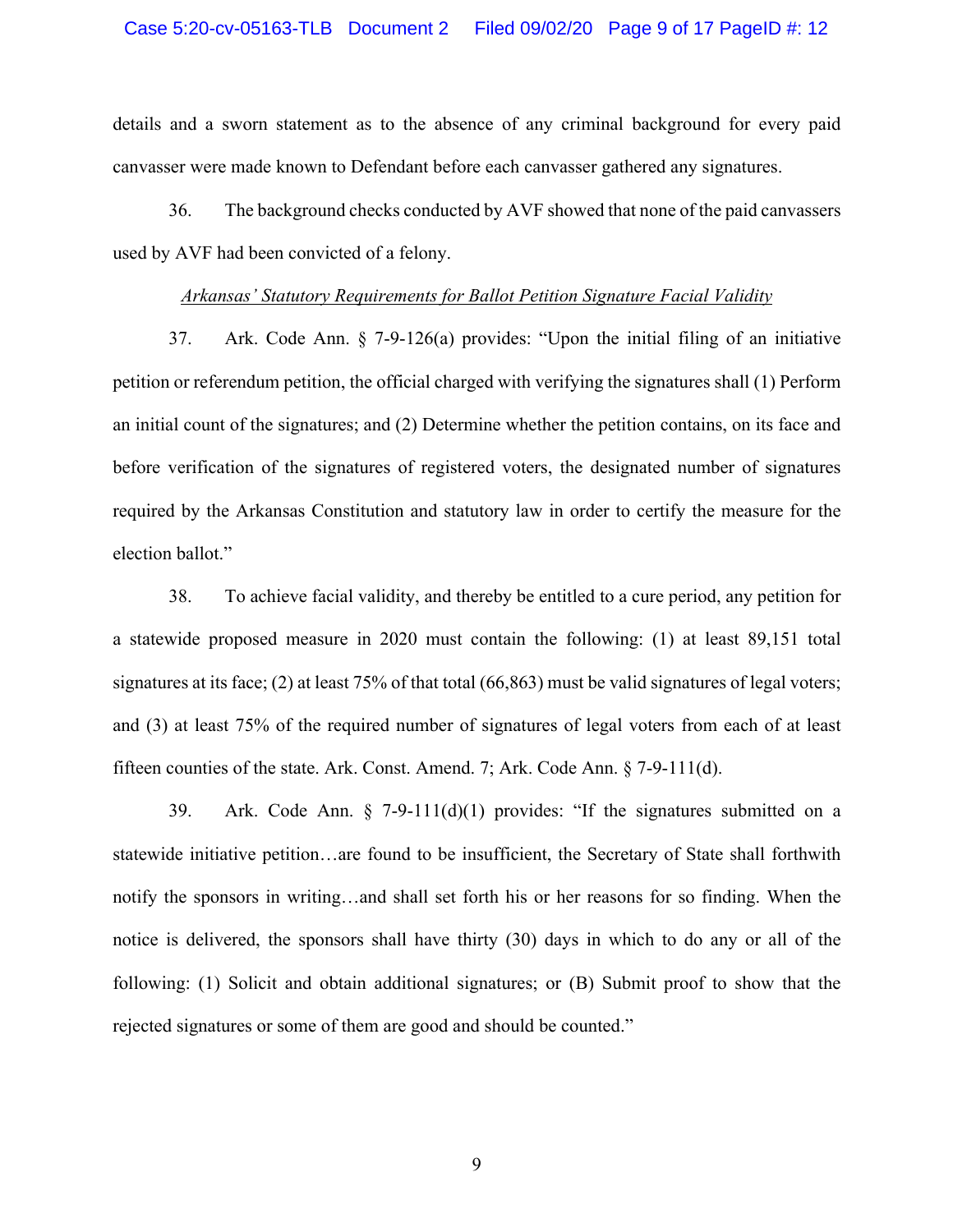details and a sworn statement as to the absence of any criminal background for every paid canvasser were made known to Defendant before each canvasser gathered any signatures.

36. The background checks conducted by AVF showed that none of the paid canvassers used by AVF had been convicted of a felony.

*Arkansas' Statutory Requirements for Ballot Petition Signature Facial Validity*

37. Ark. Code Ann. § 7-9-126(a) provides: "Upon the initial filing of an initiative petition or referendum petition, the official charged with verifying the signatures shall (1) Perform an initial count of the signatures; and (2) Determine whether the petition contains, on its face and before verification of the signatures of registered voters, the designated number of signatures required by the Arkansas Constitution and statutory law in order to certify the measure for the election ballot."

38. To achieve facial validity, and thereby be entitled to a cure period, any petition for a statewide proposed measure in 2020 must contain the following: (1) at least 89,151 total signatures at its face; (2) at least 75% of that total (66,863) must be valid signatures of legal voters; and (3) at least 75% of the required number of signatures of legal voters from each of at least fifteen counties of the state. Ark. Const. Amend. 7; Ark. Code Ann. § 7-9-111(d).

39. Ark. Code Ann. § 7-9-111(d)(1) provides: "If the signatures submitted on a statewide initiative petition…are found to be insufficient, the Secretary of State shall forthwith notify the sponsors in writing…and shall set forth his or her reasons for so finding. When the notice is delivered, the sponsors shall have thirty (30) days in which to do any or all of the following: (1) Solicit and obtain additional signatures; or (B) Submit proof to show that the rejected signatures or some of them are good and should be counted."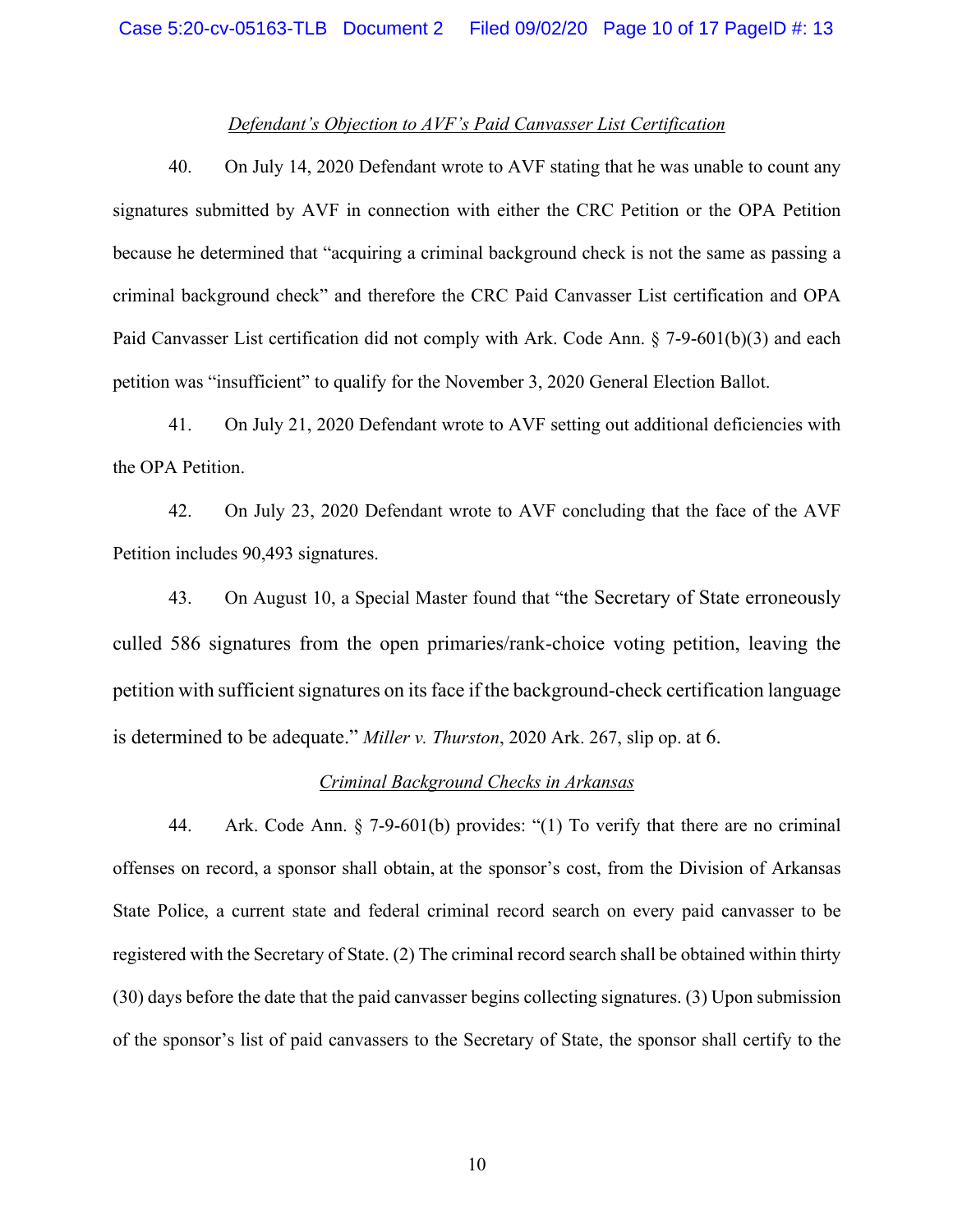*Defendant's Objection to AVF's Paid Canvasser List Certification*

40. On July 14, 2020 Defendant wrote to AVF stating that he was unable to count any signatures submitted by AVF in connection with either the CRC Petition or the OPA Petition because he determined that "acquiring a criminal background check is not the same as passing a criminal background check" and therefore the CRC Paid Canvasser List certification and OPA Paid Canvasser List certification did not comply with Ark. Code Ann. § 7-9-601(b)(3) and each petition was "insufficient" to qualify for the November 3, 2020 General Election Ballot.

41. On July 21, 2020 Defendant wrote to AVF setting out additional deficiencies with the OPA Petition.

42. On July 23, 2020 Defendant wrote to AVF concluding that the face of the AVF Petition includes 90,493 signatures.

43. On August 10, a Special Master found that "the Secretary of State erroneously culled 586 signatures from the open primaries/rank-choice voting petition, leaving the petition with sufficient signatures on its face if the background-check certification language is determined to be adequate." *Miller v. Thurston*, 2020 Ark. 267, slip op. at 6.

*Criminal Background Checks in Arkansas*

44. Ark. Code Ann. § 7-9-601(b) provides: "(1) To verify that there are no criminal offenses on record, a sponsor shall obtain, at the sponsor's cost, from the Division of Arkansas State Police, a current state and federal criminal record search on every paid canvasser to be registered with the Secretary of State. (2) The criminal record search shall be obtained within thirty (30) days before the date that the paid canvasser begins collecting signatures. (3) Upon submission of the sponsor's list of paid canvassers to the Secretary of State, the sponsor shall certify to the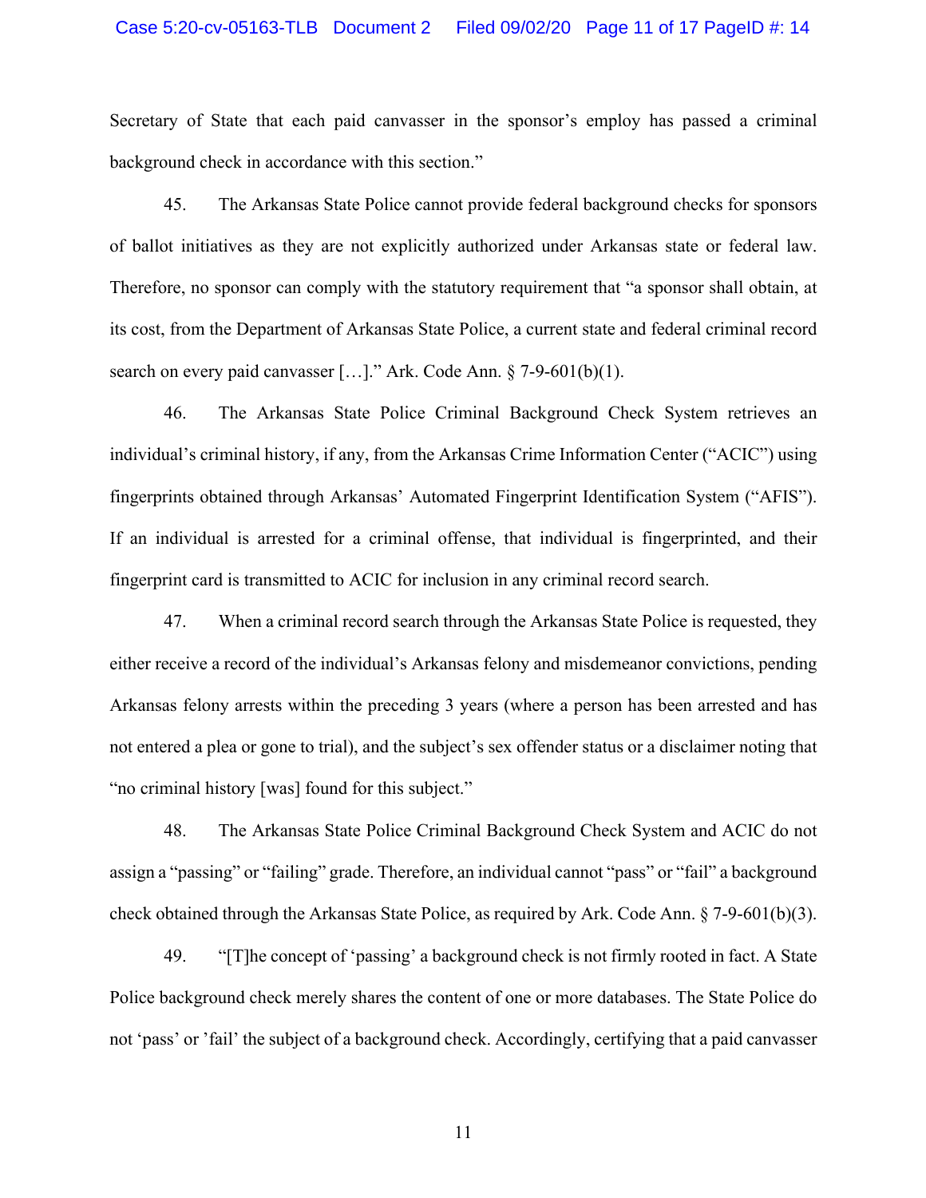Secretary of State that each paid canvasser in the sponsor's employ has passed a criminal background check in accordance with this section."

45. The Arkansas State Police cannot provide federal background checks for sponsors of ballot initiatives as they are not explicitly authorized under Arkansas state or federal law. Therefore, no sponsor can comply with the statutory requirement that "a sponsor shall obtain, at its cost, from the Department of Arkansas State Police, a current state and federal criminal record search on every paid canvasser […]." Ark. Code Ann. § 7-9-601(b)(1).

46. The Arkansas State Police Criminal Background Check System retrieves an individual's criminal history, if any, from the Arkansas Crime Information Center ("ACIC") using fingerprints obtained through Arkansas' Automated Fingerprint Identification System ("AFIS"). If an individual is arrested for a criminal offense, that individual is fingerprinted, and their fingerprint card is transmitted to ACIC for inclusion in any criminal record search.

47. When a criminal record search through the Arkansas State Police is requested, they either receive a record of the individual's Arkansas felony and misdemeanor convictions, pending Arkansas felony arrests within the preceding 3 years (where a person has been arrested and has not entered a plea or gone to trial), and the subject's sex offender status or a disclaimer noting that "no criminal history [was] found for this subject."

48. The Arkansas State Police Criminal Background Check System and ACIC do not assign a "passing" or "failing" grade. Therefore, an individual cannot "pass" or "fail" a background check obtained through the Arkansas State Police, as required by Ark. Code Ann. § 7-9-601(b)(3).

49. "[T]he concept of 'passing' a background check is not firmly rooted in fact. A State Police background check merely shares the content of one or more databases. The State Police do not 'pass' or 'fail' the subject of a background check. Accordingly, certifying that a paid canvasser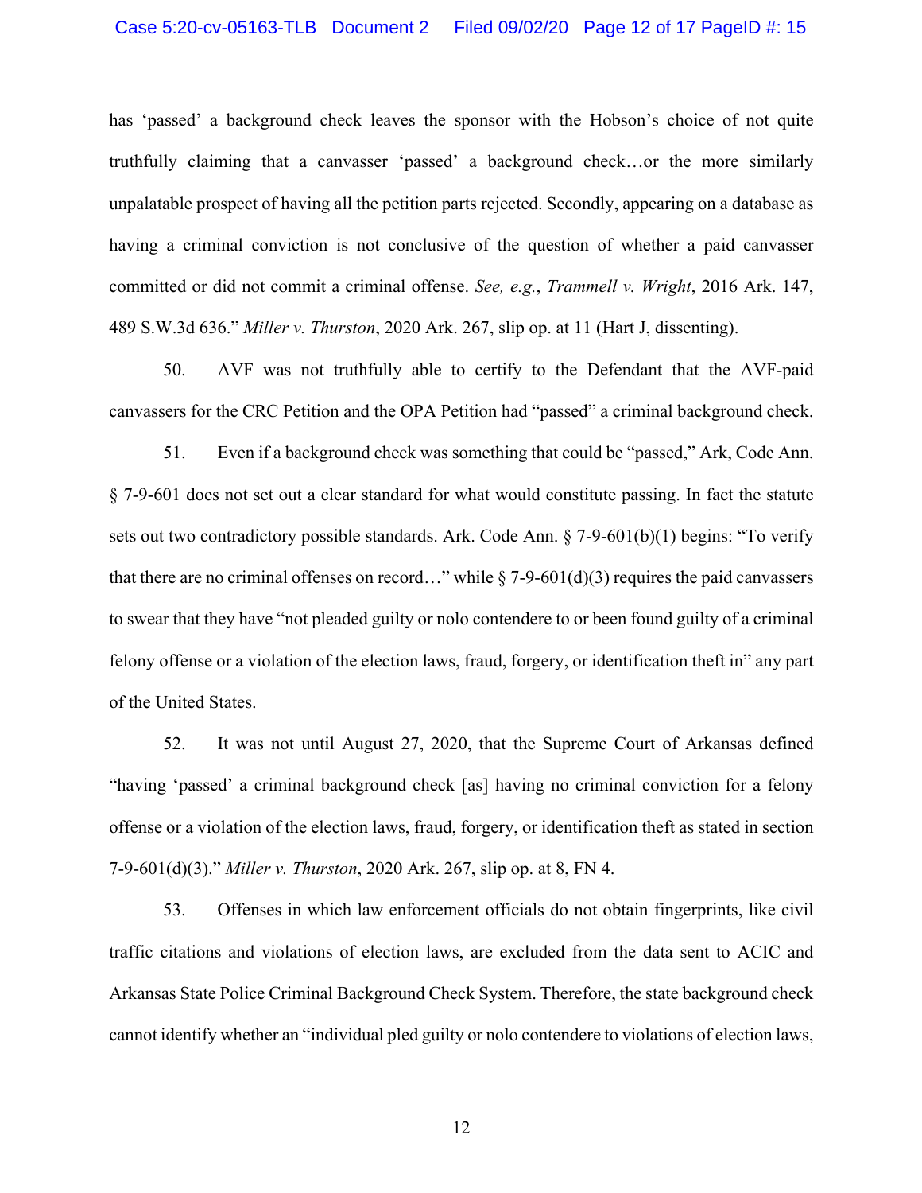has 'passed' a background check leaves the sponsor with the Hobson's choice of not quite truthfully claiming that a canvasser 'passed' a background check…or the more similarly unpalatable prospect of having all the petition parts rejected. Secondly, appearing on a database as having a criminal conviction is not conclusive of the question of whether a paid canvasser committed or did not commit a criminal offense. *See, e.g.*, *Trammell v. Wright*, 2016 Ark. 147, 489 S.W.3d 636." *Miller v. Thurston*, 2020 Ark. 267, slip op. at 11 (Hart J, dissenting).

50. AVF was not truthfully able to certify to the Defendant that the AVF-paid canvassers for the CRC Petition and the OPA Petition had "passed" a criminal background check.

51. Even if a background check was something that could be "passed," Ark, Code Ann. § 7-9-601 does not set out a clear standard for what would constitute passing. In fact the statute sets out two contradictory possible standards. Ark. Code Ann. § 7-9-601(b)(1) begins: "To verify that there are no criminal offenses on record…" while § 7-9-601(d)(3) requires the paid canvassers to swear that they have "not pleaded guilty or nolo contendere to or been found guilty of a criminal felony offense or a violation of the election laws, fraud, forgery, or identification theft in" any part of the United States.

52. It was not until August 27, 2020, that the Supreme Court of Arkansas defined "having 'passed' a criminal background check [as] having no criminal conviction for a felony offense or a violation of the election laws, fraud, forgery, or identification theft as stated in section 7-9-601(d)(3)." *Miller v. Thurston*, 2020 Ark. 267, slip op. at 8, FN 4.

53. Offenses in which law enforcement officials do not obtain fingerprints, like civil traffic citations and violations of election laws, are excluded from the data sent to ACIC and Arkansas State Police Criminal Background Check System. Therefore, the state background check cannot identify whether an "individual pled guilty or nolo contendere to violations of election laws,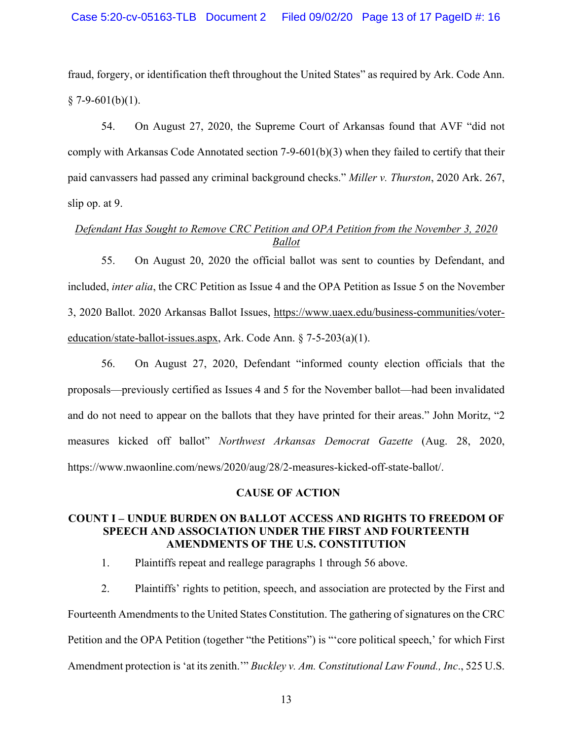fraud, forgery, or identification theft throughout the United States" as required by Ark. Code Ann. § 7-9-601(b)(1).

54. On August 27, 2020, the Supreme Court of Arkansas found that AVF "did not comply with Arkansas Code Annotated section 7-9-601(b)(3) when they failed to certify that their paid canvassers had passed any criminal background checks." *Miller v. Thurston*, 2020 Ark. 267, slip op. at 9.

*Defendant Has Sought to Remove CRC Petition and OPA Petition from the November 3, 2020 Ballot*

55. On August 20, 2020 the official ballot was sent to counties by Defendant, and included, *inter alia*, the CRC Petition as Issue 4 and the OPA Petition as Issue 5 on the November 3, 2020 Ballot. 2020 Arkansas Ballot Issues, https://www.uaex.edu/business-communities/voter-education/state-ballot-issues.aspx, Ark. Code Ann. § 7-5-203(a)(1).

56. On August 27, 2020, Defendant "informed county election officials that the proposals—previously certified as Issues 4 and 5 for the November ballot—had been invalidated and do not need to appear on the ballots that they have printed for their areas." John Moritz, "2 measures kicked off ballot" *Northwest Arkansas Democrat Gazette* (Aug. 28, 2020, https://www.nwaonline.com/news/2020/aug/28/2-measures-kicked-off-state-ballot/.

## CAUSE OF ACTION

### COUNT I – UNDUE BURDEN ON BALLOT ACCESS AND RIGHTS TO FREEDOM OF SPEECH AND ASSOCIATION UNDER THE FIRST AND FOURTEENTH AMENDMENTS OF THE U.S. CONSTITUTION

1. Plaintiffs repeat and reallege paragraphs 1 through 56 above.

2. Plaintiffs' rights to petition, speech, and association are protected by the First and Fourteenth Amendments to the United States Constitution. The gathering of signatures on the CRC Petition and the OPA Petition (together "the Petitions") is "'core political speech,' for which First Amendment protection is 'at its zenith.'" *Buckley v. Am. Constitutional Law Found., Inc*., 525 U.S.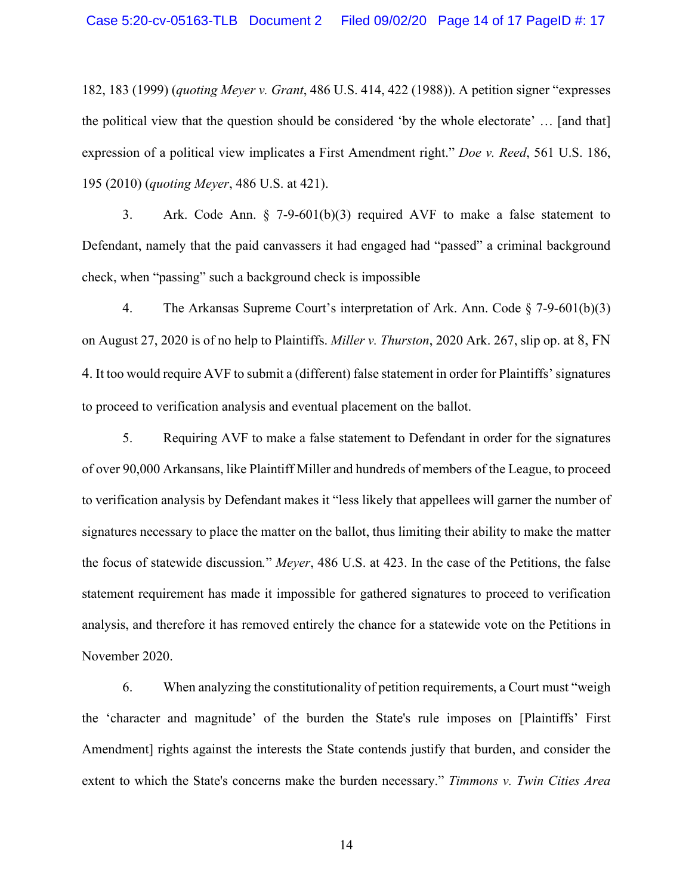182, 183 (1999) (*quoting Meyer v. Grant*, 486 U.S. 414, 422 (1988)). A petition signer "expresses the political view that the question should be considered 'by the whole electorate' … [and that] expression of a political view implicates a First Amendment right." *Doe v. Reed*, 561 U.S. 186, 195 (2010) (*quoting Meyer*, 486 U.S. at 421).

3. Ark. Code Ann. § 7-9-601(b)(3) required AVF to make a false statement to Defendant, namely that the paid canvassers it had engaged had "passed" a criminal background check, when "passing" such a background check is impossible

4. The Arkansas Supreme Court's interpretation of Ark. Ann. Code § 7-9-601(b)(3) on August 27, 2020 is of no help to Plaintiffs. *Miller v. Thurston*, 2020 Ark. 267, slip op. at 8, FN 4. It too would require AVF to submit a (different) false statement in order for Plaintiffs' signatures to proceed to verification analysis and eventual placement on the ballot.

5. Requiring AVF to make a false statement to Defendant in order for the signatures of over 90,000 Arkansans, like Plaintiff Miller and hundreds of members of the League, to proceed to verification analysis by Defendant makes it "less likely that appellees will garner the number of signatures necessary to place the matter on the ballot, thus limiting their ability to make the matter the focus of statewide discussion." *Meyer*, 486 U.S. at 423. In the case of the Petitions, the false statement requirement has made it impossible for gathered signatures to proceed to verification analysis, and therefore it has removed entirely the chance for a statewide vote on the Petitions in November 2020.

6. When analyzing the constitutionality of petition requirements, a Court must "weigh the 'character and magnitude' of the burden the State's rule imposes on [Plaintiffs' First Amendment] rights against the interests the State contends justify that burden, and consider the extent to which the State's concerns make the burden necessary." *Timmons v. Twin Cities Area*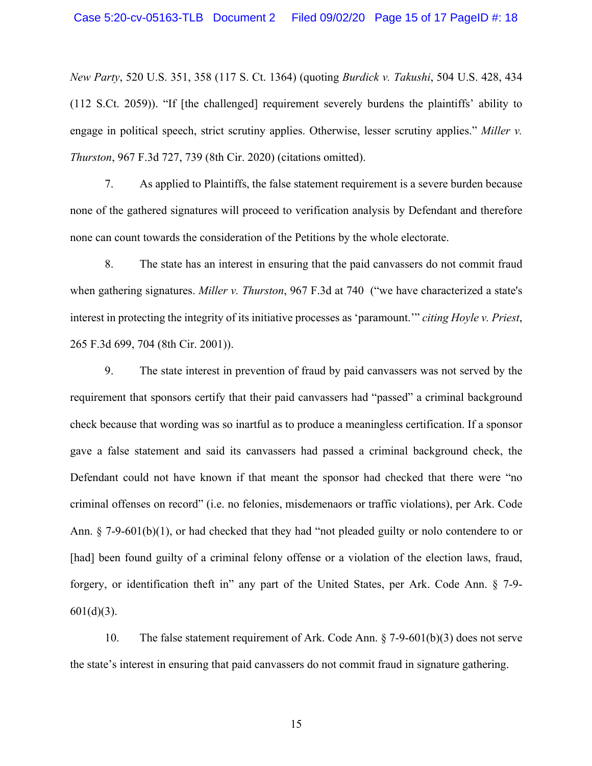*New Party*, 520 U.S. 351, 358 (117 S. Ct. 1364) (quoting *Burdick v. Takushi*, 504 U.S. 428, 434 (112 S.Ct. 2059)). "If [the challenged] requirement severely burdens the plaintiffs' ability to engage in political speech, strict scrutiny applies. Otherwise, lesser scrutiny applies." *Miller v. Thurston*, 967 F.3d 727, 739 (8th Cir. 2020) (citations omitted).

7. As applied to Plaintiffs, the false statement requirement is a severe burden because none of the gathered signatures will proceed to verification analysis by Defendant and therefore none can count towards the consideration of the Petitions by the whole electorate.

8. The state has an interest in ensuring that the paid canvassers do not commit fraud when gathering signatures. *Miller v. Thurston*, 967 F.3d at 740 ("we have characterized a state's interest in protecting the integrity of its initiative processes as 'paramount.'" *citing Hoyle v. Priest*, 265 F.3d 699, 704 (8th Cir. 2001)).

9. The state interest in prevention of fraud by paid canvassers was not served by the requirement that sponsors certify that their paid canvassers had "passed" a criminal background check because that wording was so inartful as to produce a meaningless certification. If a sponsor gave a false statement and said its canvassers had passed a criminal background check, the Defendant could not have known if that meant the sponsor had checked that there were "no criminal offenses on record" (i.e. no felonies, misdemenaors or traffic violations), per Ark. Code Ann. § 7-9-601(b)(1), or had checked that they had "not pleaded guilty or nolo contendere to or [had] been found guilty of a criminal felony offense or a violation of the election laws, fraud, forgery, or identification theft in" any part of the United States, per Ark. Code Ann. § 7-9-601(d)(3).

10. The false statement requirement of Ark. Code Ann. § 7-9-601(b)(3) does not serve the state's interest in ensuring that paid canvassers do not commit fraud in signature gathering.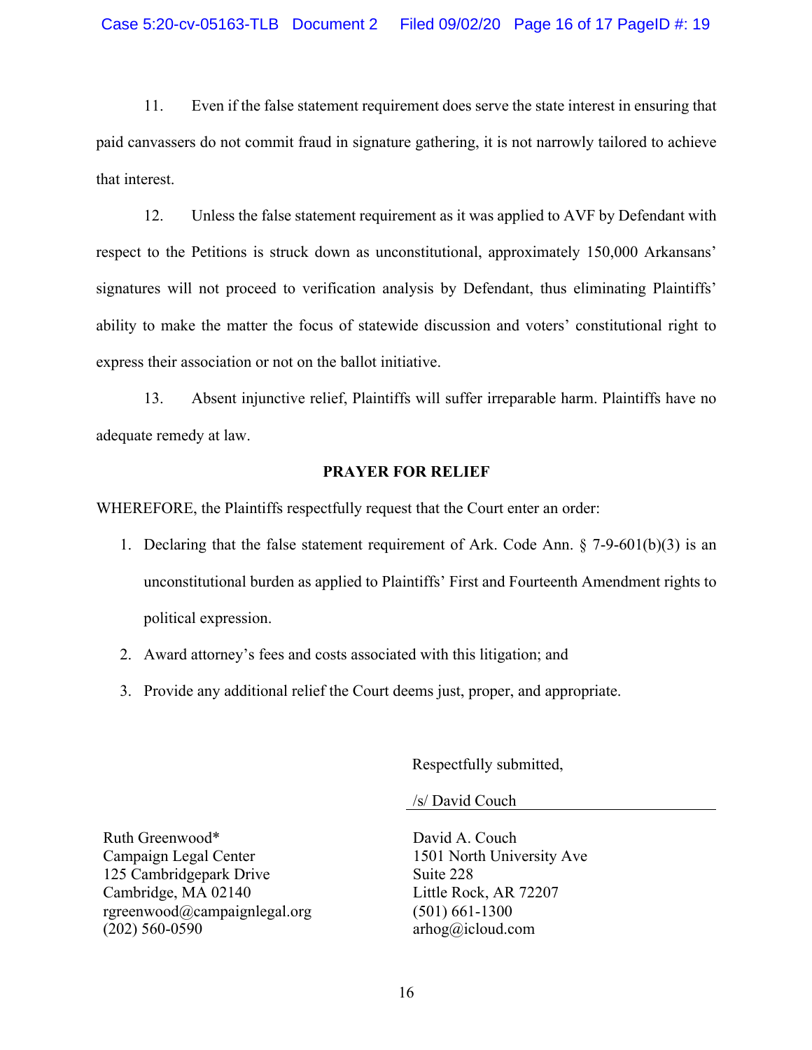11. Even if the false statement requirement does serve the state interest in ensuring that paid canvassers do not commit fraud in signature gathering, it is not narrowly tailored to achieve that interest.

12. Unless the false statement requirement as it was applied to AVF by Defendant with respect to the Petitions is struck down as unconstitutional, approximately 150,000 Arkansans' signatures will not proceed to verification analysis by Defendant, thus eliminating Plaintiffs' ability to make the matter the focus of statewide discussion and voters' constitutional right to express their association or not on the ballot initiative.

13. Absent injunctive relief, Plaintiffs will suffer irreparable harm. Plaintiffs have no adequate remedy at law.

**PRAYER FOR RELIEF**

WHEREFORE, the Plaintiffs respectfully request that the Court enter an order:

1. Declaring that the false statement requirement of Ark. Code Ann. § 7-9-601(b)(3) is an unconstitutional burden as applied to Plaintiffs' First and Fourteenth Amendment rights to political expression.
2. Award attorney's fees and costs associated with this litigation; and
3. Provide any additional relief the Court deems just, proper, and appropriate.

Respectfully submitted,

/s/ David Couch

David A. Couch
1501 North University Ave
Suite 228
Little Rock, AR 72207
(501) 661-1300
arhog@icloud.com

Ruth Greenwood*
Campaign Legal Center
125 Cambridgepark Drive
Cambridge, MA 02140
rgreenwood@campaignlegal.org
(202) 560-0590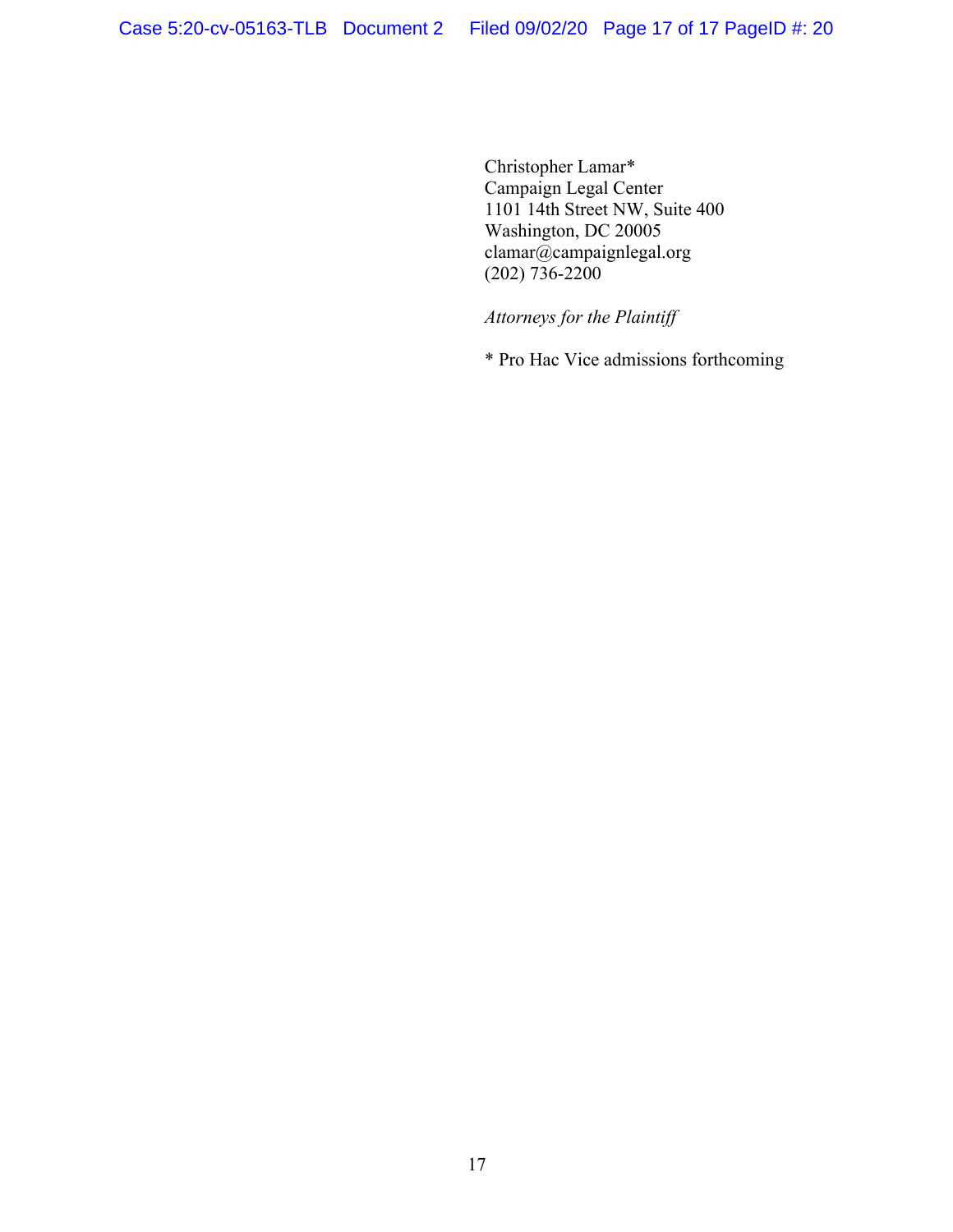Christopher Lamar*
Campaign Legal Center
1101 14th Street NW, Suite 400
Washington, DC 20005
clamar@campaignlegal.org
(202) 736-2200

*Attorneys for the Plaintiff*

* Pro Hac Vice admissions forthcoming